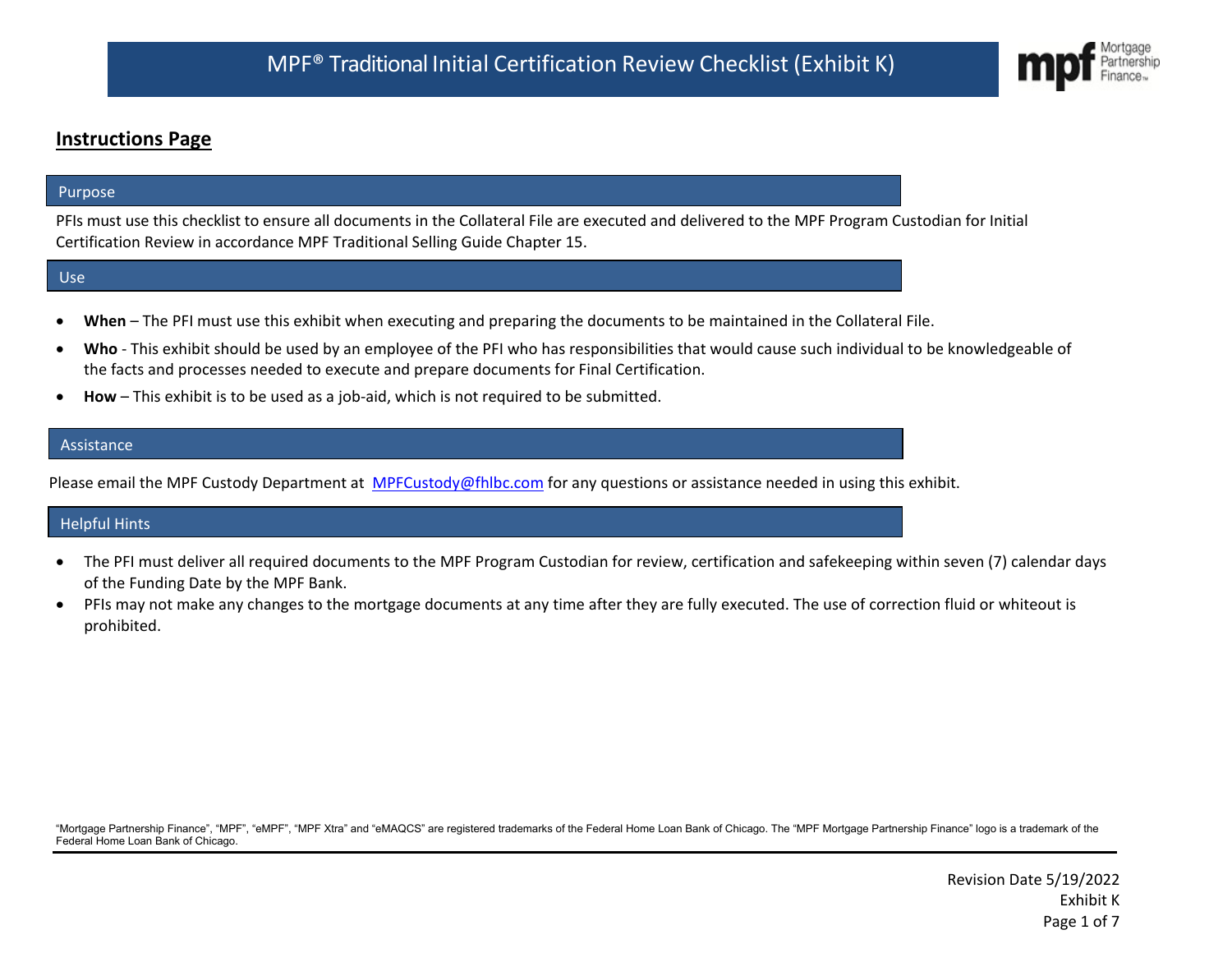# MPF® Traditional Initial Certification Review Checklist (Exhibit K)

## Instructions Page

### Purpose

PFIs must use this checklist to ensure all documents in the Collateral File are executed and delivered to the MPF Program Custodian for Initial Certification Review in accordance MPF Traditional Selling Guide Chapter 15.

### Use

- **When** – The PFI must use this exhibit when executing and preparing the documents to be maintained in the Collateral File.
- **Who** - This exhibit should be used by an employee of the PFI who has responsibilities that would cause such individual to be knowledgeable of the facts and processes needed to execute and prepare documents for Final Certification.
- **How** – This exhibit is to be used as a job-aid, which is not required to be submitted.

### Assistance

Please email the MPF Custody Department at MPFCustody@fhlbc.com for any questions or assistance needed in using this exhibit.

### Helpful Hints

- The PFI must deliver all required documents to the MPF Program Custodian for review, certification and safekeeping within seven (7) calendar days of the Funding Date by the MPF Bank.
- PFIs may not make any changes to the mortgage documents at any time after they are fully executed. The use of correction fluid or whiteout is prohibited.

"Mortgage Partnership Finance", "MPF", "eMPF", "MPF Xtra" and "eMAQCS" are registered trademarks of the Federal Home Loan Bank of Chicago. The "MPF Mortgage Partnership Finance" logo is a trademark of the Federal Home Loan Bank of Chicago.

Revision Date 5/19/2022
Exhibit K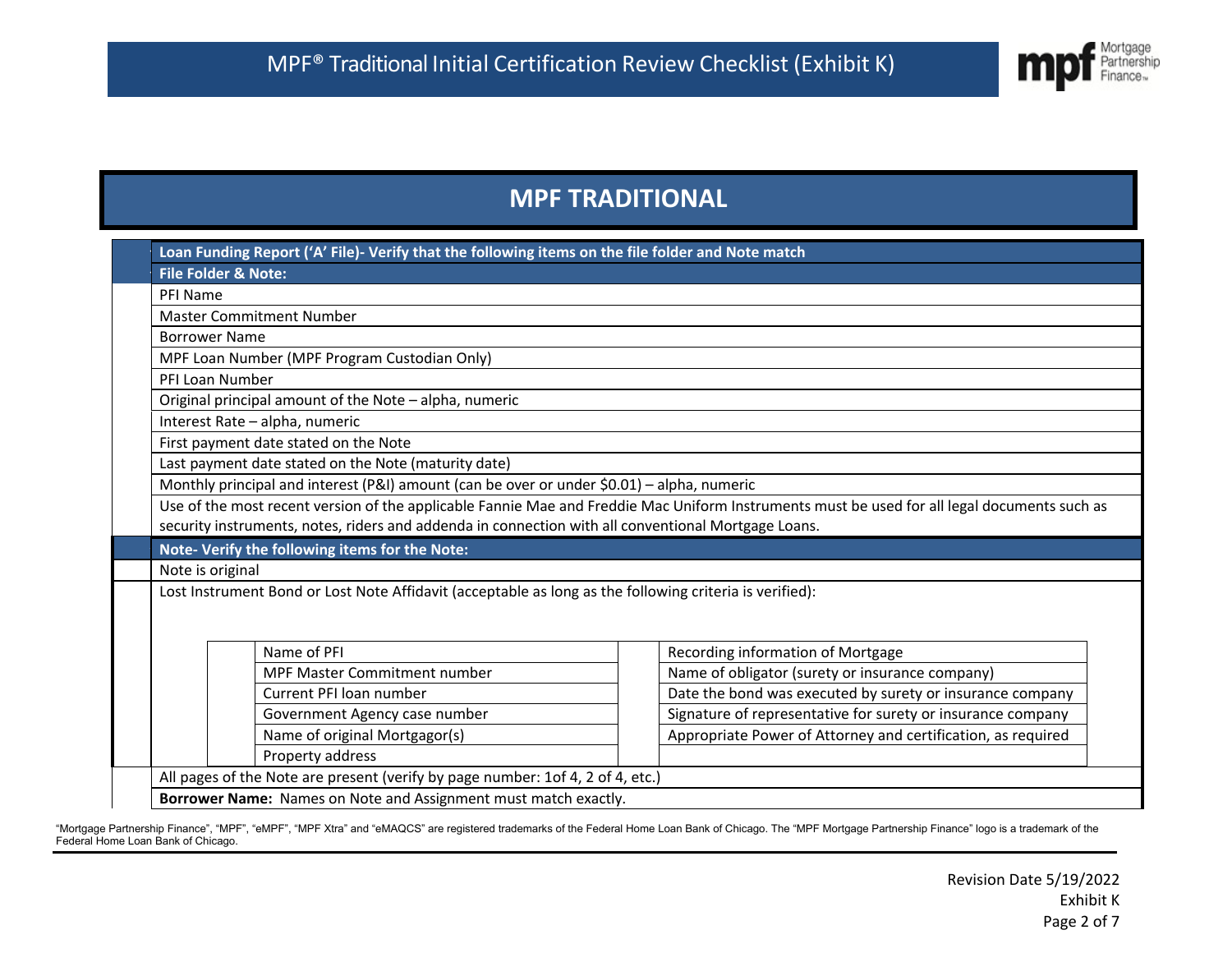## MPF TRADITIONAL

| | Loan Funding Report ('A' File)- Verify that the following items on the file folder and Note match |
|---|---|
| | **File Folder & Note:** |
| | PFI Name |
| | Master Commitment Number |
| | Borrower Name |
| | MPF Loan Number (MPF Program Custodian Only) |
| | PFI Loan Number |
| | Original principal amount of the Note – alpha, numeric |
| | Interest Rate – alpha, numeric |
| | First payment date stated on the Note |
| | Last payment date stated on the Note (maturity date) |
| | Monthly principal and interest (P&I) amount (can be over or under $0.01) – alpha, numeric |
| | Use of the most recent version of the applicable Fannie Mae and Freddie Mac Uniform Instruments must be used for all legal documents such as security instruments, notes, riders and addenda in connection with all conventional Mortgage Loans. |
| | **Note- Verify the following items for the Note:** |
| | Note is original |
| | Lost Instrument Bond or Lost Note Affidavit (acceptable as long as the following criteria is verified): |

| | | | |
|---|---|---|---|
| | Name of PFI | | Recording information of Mortgage |
| | MPF Master Commitment number | | Name of obligator (surety or insurance company) |
| | Current PFI loan number | | Date the bond was executed by surety or insurance company |
| | Government Agency case number | | Signature of representative for surety or insurance company |
| | Name of original Mortgagor(s) | | Appropriate Power of Attorney and certification, as required |
| | Property address | | |

| | |
|---|---|
| | All pages of the Note are present (verify by page number: 1of 4, 2 of 4, etc.) |
| | **Borrower Name:** Names on Note and Assignment must match exactly. |

"Mortgage Partnership Finance", "MPF", "eMPF", "MPF Xtra" and "eMAQCS" are registered trademarks of the Federal Home Loan Bank of Chicago. The "MPF Mortgage Partnership Finance" logo is a trademark of the Federal Home Loan Bank of Chicago.

Revision Date 5/19/2022
Exhibit K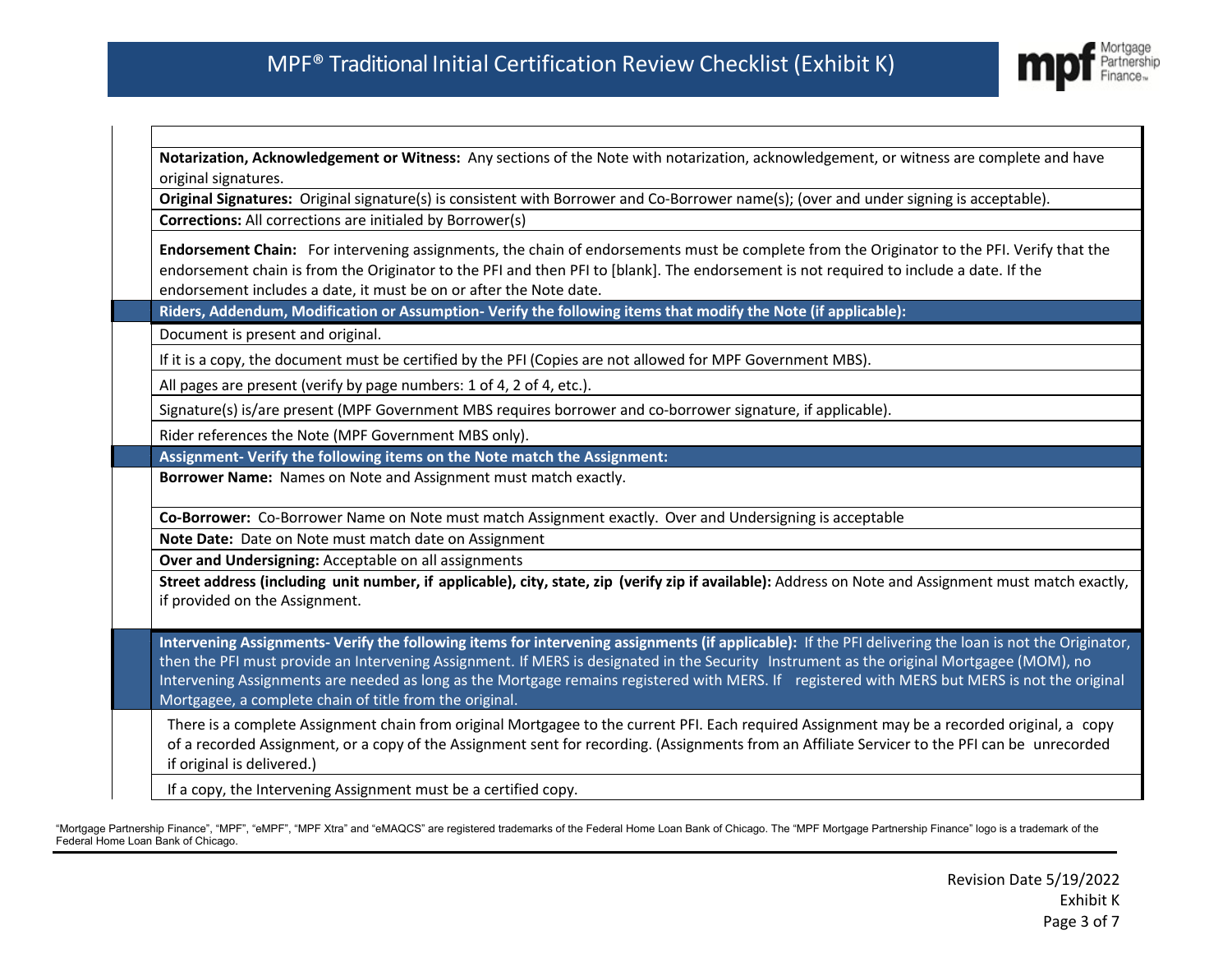| | |
|---|---|
| | **Notarization, Acknowledgement or Witness:** Any sections of the Note with notarization, acknowledgement, or witness are complete and have original signatures. |
| | **Original Signatures:** Original signature(s) is consistent with Borrower and Co-Borrower name(s); (over and under signing is acceptable). |
| | **Corrections:** All corrections are initialed by Borrower(s) |
| | **Endorsement Chain:** For intervening assignments, the chain of endorsements must be complete from the Originator to the PFI. Verify that the endorsement chain is from the Originator to the PFI and then PFI to [blank]. The endorsement is not required to include a date. If the endorsement includes a date, it must be on or after the Note date. |
| | **Riders, Addendum, Modification or Assumption- Verify the following items that modify the Note (if applicable):** |
| | Document is present and original. |
| | If it is a copy, the document must be certified by the PFI (Copies are not allowed for MPF Government MBS). |
| | All pages are present (verify by page numbers: 1 of 4, 2 of 4, etc.). |
| | Signature(s) is/are present (MPF Government MBS requires borrower and co-borrower signature, if applicable). |
| | Rider references the Note (MPF Government MBS only). |
| | **Assignment- Verify the following items on the Note match the Assignment:** |
| | **Borrower Name:** Names on Note and Assignment must match exactly. |
| | **Co-Borrower:** Co-Borrower Name on Note must match Assignment exactly. Over and Undersigning is acceptable |
| | **Note Date:** Date on Note must match date on Assignment |
| | **Over and Undersigning:** Acceptable on all assignments |
| | **Street address (including unit number, if applicable), city, state, zip (verify zip if available):** Address on Note and Assignment must match exactly, if provided on the Assignment. |
| | **Intervening Assignments- Verify the following items for intervening assignments (if applicable):** If the PFI delivering the loan is not the Originator, then the PFI must provide an Intervening Assignment. If MERS is designated in the Security Instrument as the original Mortgagee (MOM), no Intervening Assignments are needed as long as the Mortgage remains registered with MERS. If registered with MERS but MERS is not the original Mortgagee, a complete chain of title from the original. |
| | There is a complete Assignment chain from original Mortgagee to the current PFI. Each required Assignment may be a recorded original, a copy of a recorded Assignment, or a copy of the Assignment sent for recording. (Assignments from an Affiliate Servicer to the PFI can be unrecorded if original is delivered.) |
| | If a copy, the Intervening Assignment must be a certified copy. |

"Mortgage Partnership Finance", "MPF", "eMPF", "MPF Xtra" and "eMAQCS" are registered trademarks of the Federal Home Loan Bank of Chicago. The "MPF Mortgage Partnership Finance" logo is a trademark of the Federal Home Loan Bank of Chicago.

Revision Date 5/19/2022
Exhibit K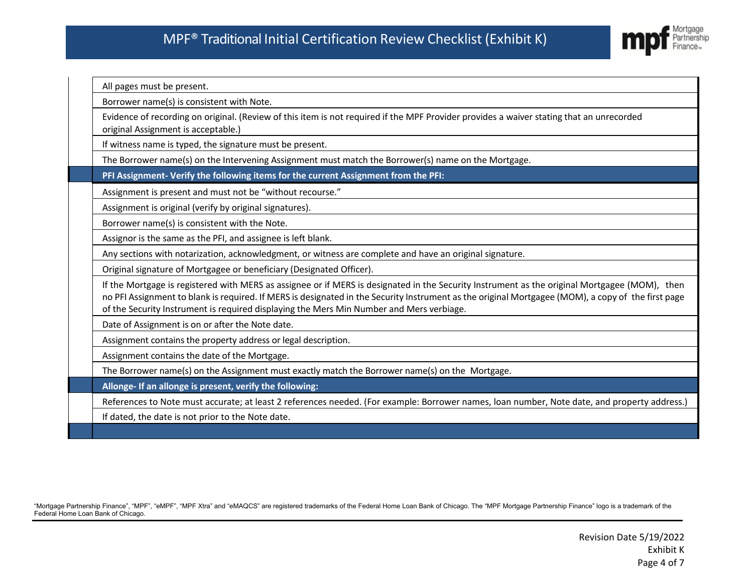# MPF® Traditional Initial Certification Review Checklist (Exhibit K)

| | |
|---|---|
| | All pages must be present. |
| | Borrower name(s) is consistent with Note. |
| | Evidence of recording on original. (Review of this item is not required if the MPF Provider provides a waiver stating that an unrecorded original Assignment is acceptable.) |
| | If witness name is typed, the signature must be present. |
| | The Borrower name(s) on the Intervening Assignment must match the Borrower(s) name on the Mortgage. |
| | **PFI Assignment- Verify the following items for the current Assignment from the PFI:** |
| | Assignment is present and must not be "without recourse." |
| | Assignment is original (verify by original signatures). |
| | Borrower name(s) is consistent with the Note. |
| | Assignor is the same as the PFI, and assignee is left blank. |
| | Any sections with notarization, acknowledgment, or witness are complete and have an original signature. |
| | Original signature of Mortgagee or beneficiary (Designated Officer). |
| | If the Mortgage is registered with MERS as assignee or if MERS is designated in the Security Instrument as the original Mortgagee (MOM), then no PFI Assignment to blank is required. If MERS is designated in the Security Instrument as the original Mortgagee (MOM), a copy of the first page of the Security Instrument is required displaying the Mers Min Number and Mers verbiage. |
| | Date of Assignment is on or after the Note date. |
| | Assignment contains the property address or legal description. |
| | Assignment contains the date of the Mortgage. |
| | The Borrower name(s) on the Assignment must exactly match the Borrower name(s) on the Mortgage. |
| | **Allonge- If an allonge is present, verify the following:** |
| | References to Note must accurate; at least 2 references needed. (For example: Borrower names, loan number, Note date, and property address.) |
| | If dated, the date is not prior to the Note date. |
| | |

"Mortgage Partnership Finance", "MPF", "eMPF", "MPF Xtra" and "eMAQCS" are registered trademarks of the Federal Home Loan Bank of Chicago. The "MPF Mortgage Partnership Finance" logo is a trademark of the Federal Home Loan Bank of Chicago.

Revision Date 5/19/2022
Exhibit K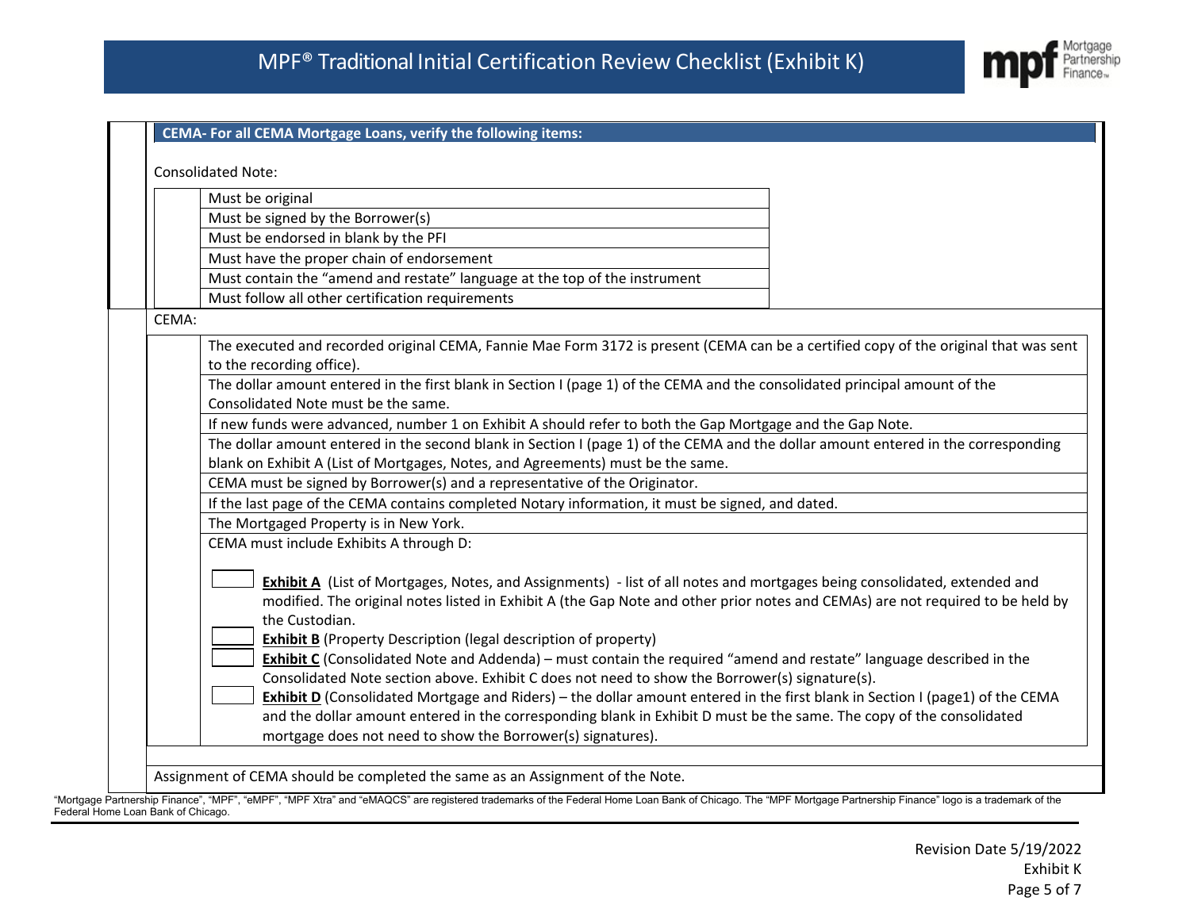## CEMA- For all CEMA Mortgage Loans, verify the following items:

Consolidated Note:

| | |
|---|---|
| | Must be original |
| | Must be signed by the Borrower(s) |
| | Must be endorsed in blank by the PFI |
| | Must have the proper chain of endorsement |
| | Must contain the "amend and restate" language at the top of the instrument |
| | Must follow all other certification requirements |

CEMA:

| | |
|---|---|
| | The executed and recorded original CEMA, Fannie Mae Form 3172 is present (CEMA can be a certified copy of the original that was sent to the recording office). |
| | The dollar amount entered in the first blank in Section I (page 1) of the CEMA and the consolidated principal amount of the Consolidated Note must be the same. |
| | If new funds were advanced, number 1 on Exhibit A should refer to both the Gap Mortgage and the Gap Note. |
| | The dollar amount entered in the second blank in Section I (page 1) of the CEMA and the dollar amount entered in the corresponding blank on Exhibit A (List of Mortgages, Notes, and Agreements) must be the same. |
| | CEMA must be signed by Borrower(s) and a representative of the Originator. |
| | If the last page of the CEMA contains completed Notary information, it must be signed, and dated. |
| | The Mortgaged Property is in New York. |
| | CEMA must include Exhibits A through D: |

- [ ] **Exhibit A** (List of Mortgages, Notes, and Assignments) - list of all notes and mortgages being consolidated, extended and modified. The original notes listed in Exhibit A (the Gap Note and other prior notes and CEMAs) are not required to be held by the Custodian.
- [ ] **Exhibit B** (Property Description (legal description of property)
- [ ] **Exhibit C** (Consolidated Note and Addenda) – must contain the required "amend and restate" language described in the Consolidated Note section above. Exhibit C does not need to show the Borrower(s) signature(s).
- [ ] **Exhibit D** (Consolidated Mortgage and Riders) – the dollar amount entered in the first blank in Section I (page1) of the CEMA and the dollar amount entered in the corresponding blank in Exhibit D must be the same. The copy of the consolidated mortgage does not need to show the Borrower(s) signatures).

Assignment of CEMA should be completed the same as an Assignment of the Note.

"Mortgage Partnership Finance", "MPF", "eMPF", "MPF Xtra" and "eMAQCS" are registered trademarks of the Federal Home Loan Bank of Chicago. The "MPF Mortgage Partnership Finance" logo is a trademark of the Federal Home Loan Bank of Chicago.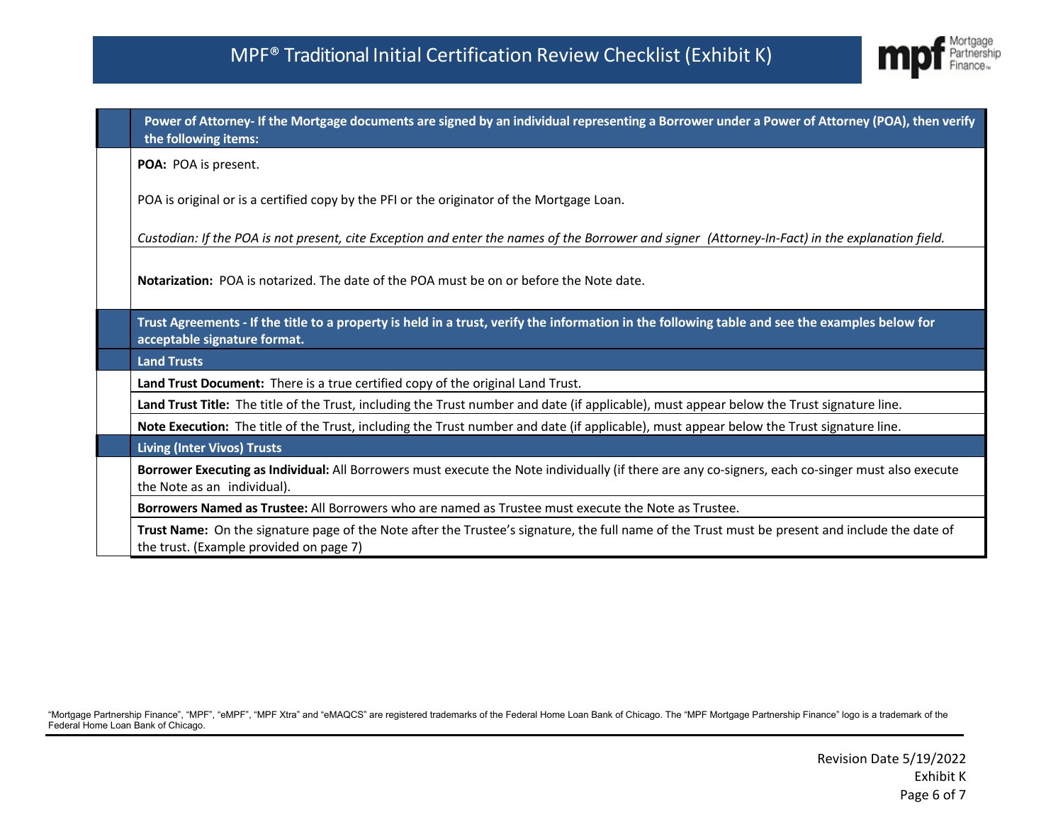| | Power of Attorney- If the Mortgage documents are signed by an individual representing a Borrower under a Power of Attorney (POA), then verify the following items: |
|---|---|
| | **POA:** POA is present.<br><br>POA is original or is a certified copy by the PFI or the originator of the Mortgage Loan.<br><br>*Custodian: If the POA is not present, cite Exception and enter the names of the Borrower and signer (Attorney-In-Fact) in the explanation field.* |
| | **Notarization:** POA is notarized. The date of the POA must be on or before the Note date. |
| | **Trust Agreements - If the title to a property is held in a trust, verify the information in the following table and see the examples below for acceptable signature format.** |
| | **Land Trusts** |
| | **Land Trust Document:** There is a true certified copy of the original Land Trust. |
| | **Land Trust Title:** The title of the Trust, including the Trust number and date (if applicable), must appear below the Trust signature line. |
| | **Note Execution:** The title of the Trust, including the Trust number and date (if applicable), must appear below the Trust signature line. |
| | **Living (Inter Vivos) Trusts** |
| | **Borrower Executing as Individual:** All Borrowers must execute the Note individually (if there are any co-signers, each co-singer must also execute the Note as an individual). |
| | **Borrowers Named as Trustee:** All Borrowers who are named as Trustee must execute the Note as Trustee. |
| | **Trust Name:** On the signature page of the Note after the Trustee's signature, the full name of the Trust must be present and include the date of the trust. (Example provided on page 7) |

"Mortgage Partnership Finance", "MPF", "eMPF", "MPF Xtra" and "eMAQCS" are registered trademarks of the Federal Home Loan Bank of Chicago. The "MPF Mortgage Partnership Finance" logo is a trademark of the Federal Home Loan Bank of Chicago.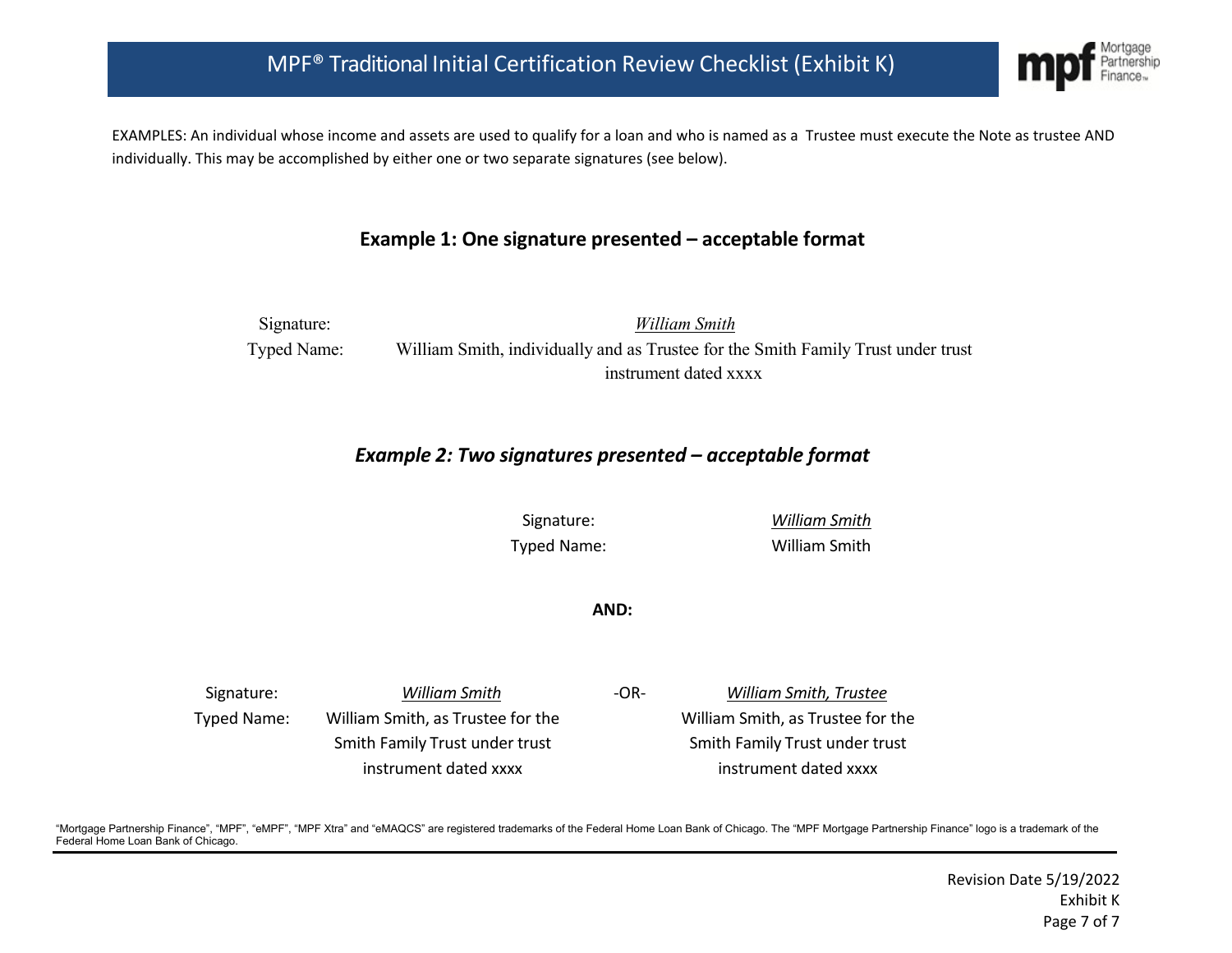EXAMPLES: An individual whose income and assets are used to qualify for a loan and who is named as a Trustee must execute the Note as trustee AND individually. This may be accomplished by either one or two separate signatures (see below).

### Example 1: One signature presented – acceptable format

| | |
|---|---|
| Signature: | *William Smith* |
| Typed Name: | William Smith, individually and as Trustee for the Smith Family Trust under trust instrument dated xxxx |

### *Example 2: Two signatures presented – acceptable format*

| | |
|---|---|
| Signature: | *William Smith* |
| Typed Name: | William Smith |

**AND:**

| | | | |
|---|---|---|---|
| Signature: | *William Smith* | -OR- | *William Smith, Trustee* |
| Typed Name: | William Smith, as Trustee for the Smith Family Trust under trust instrument dated xxxx | | William Smith, as Trustee for the Smith Family Trust under trust instrument dated xxxx |

"Mortgage Partnership Finance", "MPF", "eMPF", "MPF Xtra" and "eMAQCS" are registered trademarks of the Federal Home Loan Bank of Chicago. The "MPF Mortgage Partnership Finance" logo is a trademark of the Federal Home Loan Bank of Chicago.